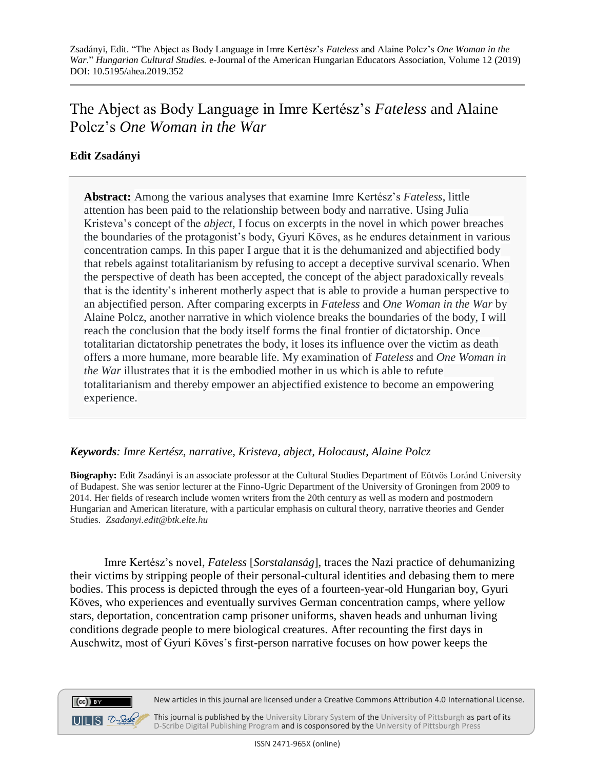Zsadányi, Edit. "The Abject as Body Language in Imre Kertész's *Fateless* and Alaine Polcz's *One Woman in the War*." *Hungarian Cultural Studies.* e-Journal of the American Hungarian Educators Association, Volume 12 (2019)
DOI: 10.5195/ahea.2019.352

# The Abject as Body Language in Imre Kertész's *Fateless* and Alaine Polcz's *One Woman in the War*

**Edit Zsadányi**

> **Abstract:** Among the various analyses that examine Imre Kertész's *Fateless*, little attention has been paid to the relationship between body and narrative. Using Julia Kristeva's concept of the *abject,* I focus on excerpts in the novel in which power breaches the boundaries of the protagonist's body, Gyuri Köves, as he endures detainment in various concentration camps. In this paper I argue that it is the dehumanized and abjectified body that rebels against totalitarianism by refusing to accept a deceptive survival scenario. When the perspective of death has been accepted, the concept of the abject paradoxically reveals that is the identity's inherent motherly aspect that is able to provide a human perspective to an abjectified person. After comparing excerpts in *Fateless* and *One Woman in the War* by Alaine Polcz, another narrative in which violence breaks the boundaries of the body, I will reach the conclusion that the body itself forms the final frontier of dictatorship. Once totalitarian dictatorship penetrates the body, it loses its influence over the victim as death offers a more humane, more bearable life. My examination of *Fateless* and *One Woman in the War* illustrates that it is the embodied mother in us which is able to refute totalitarianism and thereby empower an abjectified existence to become an empowering experience.

***Keywords**: Imre Kertész, narrative, Kristeva, abject, Holocaust, Alaine Polcz*

**Biography:** Edit Zsadányi is an associate professor at the Cultural Studies Department of Eötvös Loránd University of Budapest. She was senior lecturer at the Finno-Ugric Department of the University of Groningen from 2009 to 2014. Her fields of research include women writers from the 20th century as well as modern and postmodern Hungarian and American literature, with a particular emphasis on cultural theory, narrative theories and Gender Studies. *Zsadanyi.edit@btk.elte.hu*

Imre Kertész's novel, *Fateless* [*Sorstalanság*], traces the Nazi practice of dehumanizing their victims by stripping people of their personal-cultural identities and debasing them to mere bodies. This process is depicted through the eyes of a fourteen-year-old Hungarian boy, Gyuri Köves, who experiences and eventually survives German concentration camps, where yellow stars, deportation, concentration camp prisoner uniforms, shaven heads and unhuman living conditions degrade people to mere biological creatures. After recounting the first days in Auschwitz, most of Gyuri Köves's first-person narrative focuses on how power keeps the

New articles in this journal are licensed under a Creative Commons Attribution 4.0 International License.

This journal is published by the University Library System of the University of Pittsburgh as part of its D-Scribe Digital Publishing Program and is cosponsored by the University of Pittsburgh Press

ISSN 2471-965X (online)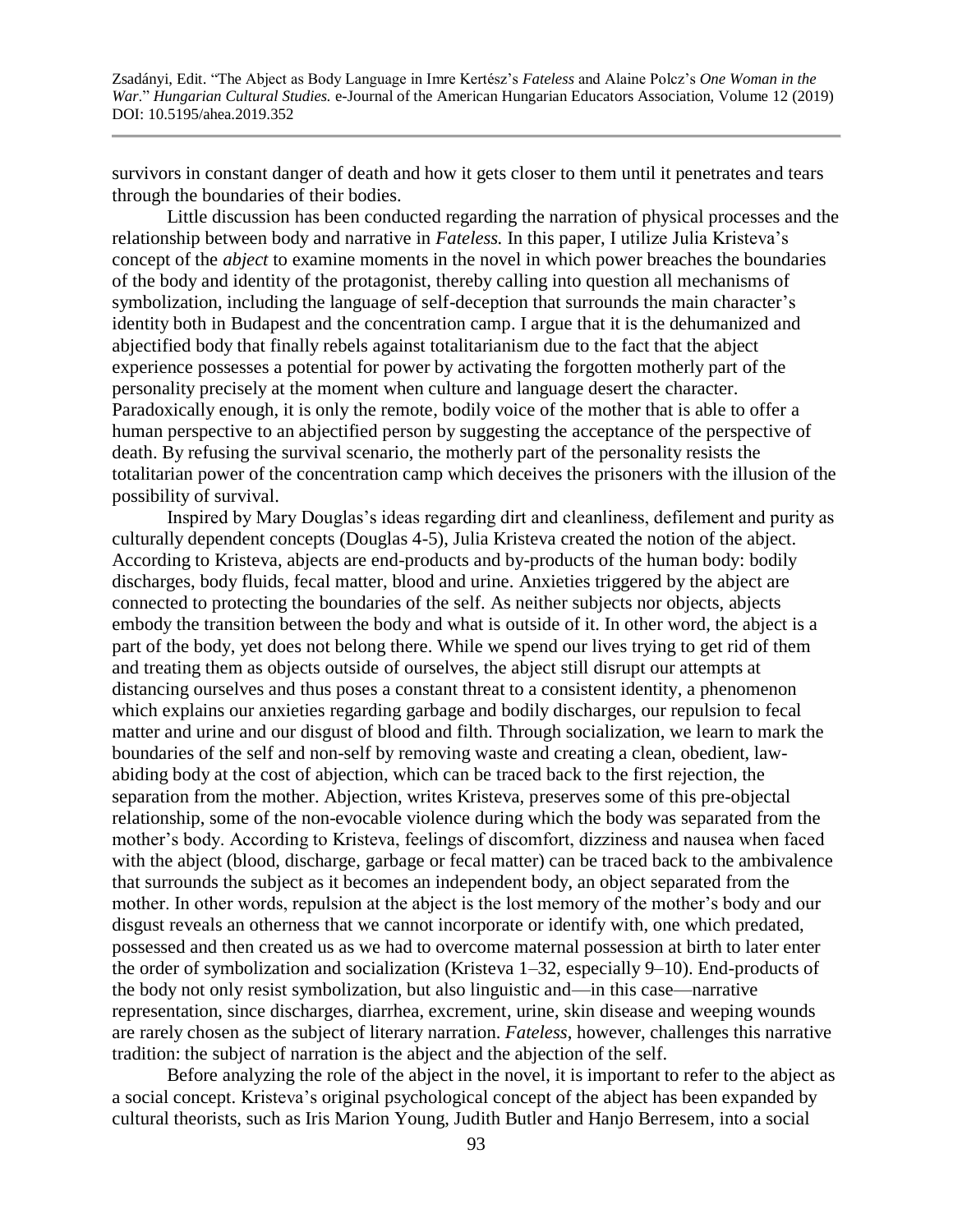survivors in constant danger of death and how it gets closer to them until it penetrates and tears through the boundaries of their bodies.

Little discussion has been conducted regarding the narration of physical processes and the relationship between body and narrative in *Fateless.* In this paper, I utilize Julia Kristeva's concept of the *abject* to examine moments in the novel in which power breaches the boundaries of the body and identity of the protagonist, thereby calling into question all mechanisms of symbolization, including the language of self-deception that surrounds the main character's identity both in Budapest and the concentration camp. I argue that it is the dehumanized and abjectified body that finally rebels against totalitarianism due to the fact that the abject experience possesses a potential for power by activating the forgotten motherly part of the personality precisely at the moment when culture and language desert the character. Paradoxically enough, it is only the remote, bodily voice of the mother that is able to offer a human perspective to an abjectified person by suggesting the acceptance of the perspective of death. By refusing the survival scenario, the motherly part of the personality resists the totalitarian power of the concentration camp which deceives the prisoners with the illusion of the possibility of survival.

Inspired by Mary Douglas's ideas regarding dirt and cleanliness, defilement and purity as culturally dependent concepts (Douglas 4-5), Julia Kristeva created the notion of the abject. According to Kristeva, abjects are end-products and by-products of the human body: bodily discharges, body fluids, fecal matter, blood and urine. Anxieties triggered by the abject are connected to protecting the boundaries of the self. As neither subjects nor objects, abjects embody the transition between the body and what is outside of it. In other word, the abject is a part of the body, yet does not belong there. While we spend our lives trying to get rid of them and treating them as objects outside of ourselves, the abject still disrupt our attempts at distancing ourselves and thus poses a constant threat to a consistent identity, a phenomenon which explains our anxieties regarding garbage and bodily discharges, our repulsion to fecal matter and urine and our disgust of blood and filth. Through socialization, we learn to mark the boundaries of the self and non-self by removing waste and creating a clean, obedient, law-abiding body at the cost of abjection, which can be traced back to the first rejection, the separation from the mother. Abjection, writes Kristeva, preserves some of this pre-objectal relationship, some of the non-evocable violence during which the body was separated from the mother's body. According to Kristeva, feelings of discomfort, dizziness and nausea when faced with the abject (blood, discharge, garbage or fecal matter) can be traced back to the ambivalence that surrounds the subject as it becomes an independent body, an object separated from the mother. In other words, repulsion at the abject is the lost memory of the mother's body and our disgust reveals an otherness that we cannot incorporate or identify with, one which predated, possessed and then created us as we had to overcome maternal possession at birth to later enter the order of symbolization and socialization (Kristeva 1–32, especially 9–10). End-products of the body not only resist symbolization, but also linguistic and—in this case—narrative representation, since discharges, diarrhea, excrement, urine, skin disease and weeping wounds are rarely chosen as the subject of literary narration. *Fateless*, however, challenges this narrative tradition: the subject of narration is the abject and the abjection of the self.

Before analyzing the role of the abject in the novel, it is important to refer to the abject as a social concept. Kristeva's original psychological concept of the abject has been expanded by cultural theorists, such as Iris Marion Young, Judith Butler and Hanjo Berresem, into a social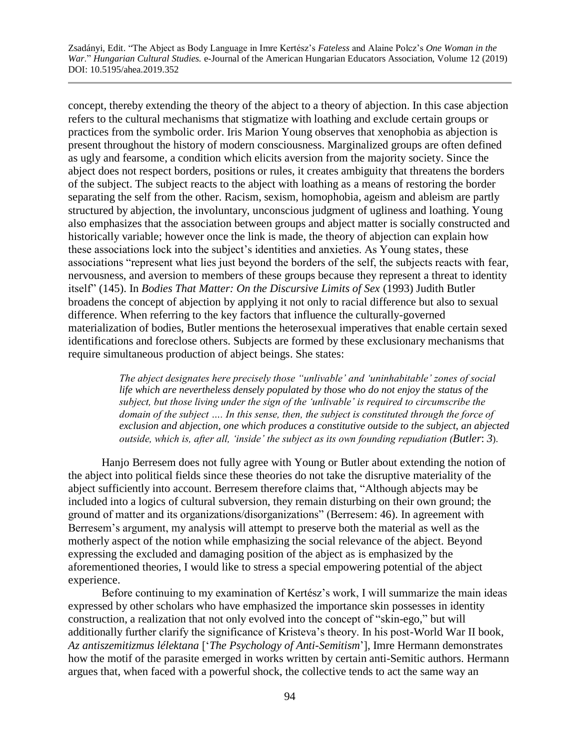concept, thereby extending the theory of the abject to a theory of abjection. In this case abjection refers to the cultural mechanisms that stigmatize with loathing and exclude certain groups or practices from the symbolic order. Iris Marion Young observes that xenophobia as abjection is present throughout the history of modern consciousness. Marginalized groups are often defined as ugly and fearsome, a condition which elicits aversion from the majority society. Since the abject does not respect borders, positions or rules, it creates ambiguity that threatens the borders of the subject. The subject reacts to the abject with loathing as a means of restoring the border separating the self from the other. Racism, sexism, homophobia, ageism and ableism are partly structured by abjection, the involuntary, unconscious judgment of ugliness and loathing. Young also emphasizes that the association between groups and abject matter is socially constructed and historically variable; however once the link is made, the theory of abjection can explain how these associations lock into the subject's identities and anxieties. As Young states, these associations "represent what lies just beyond the borders of the self, the subjects reacts with fear, nervousness, and aversion to members of these groups because they represent a threat to identity itself" (145). In *Bodies That Matter: On the Discursive Limits of Sex* (1993) Judith Butler broadens the concept of abjection by applying it not only to racial difference but also to sexual difference. When referring to the key factors that influence the culturally-governed materialization of bodies, Butler mentions the heterosexual imperatives that enable certain sexed identifications and foreclose others. Subjects are formed by these exclusionary mechanisms that require simultaneous production of abject beings. She states:

> *The abject designates here precisely those "unlivable' and 'uninhabitable' zones of social life which are nevertheless densely populated by those who do not enjoy the status of the subject, but those living under the sign of the 'unlivable' is required to circumscribe the domain of the subject …. In this sense, then, the subject is constituted through the force of exclusion and abjection, one which produces a constitutive outside to the subject, an abjected outside, which is, after all, 'inside' the subject as its own founding repudiation (Butler: 3).*

Hanjo Berresem does not fully agree with Young or Butler about extending the notion of the abject into political fields since these theories do not take the disruptive materiality of the abject sufficiently into account. Berresem therefore claims that, "Although abjects may be included into a logics of cultural subversion, they remain disturbing on their own ground; the ground of matter and its organizations/disorganizations" (Berresem: 46). In agreement with Berresem's argument, my analysis will attempt to preserve both the material as well as the motherly aspect of the notion while emphasizing the social relevance of the abject. Beyond expressing the excluded and damaging position of the abject as is emphasized by the aforementioned theories, I would like to stress a special empowering potential of the abject experience.

Before continuing to my examination of Kertész's work, I will summarize the main ideas expressed by other scholars who have emphasized the importance skin possesses in identity construction, a realization that not only evolved into the concept of "skin-ego," but will additionally further clarify the significance of Kristeva's theory. In his post-World War II book, *Az antiszemitizmus lélektana* ['*The Psychology of Anti-Semitism*'], Imre Hermann demonstrates how the motif of the parasite emerged in works written by certain anti-Semitic authors. Hermann argues that, when faced with a powerful shock, the collective tends to act the same way an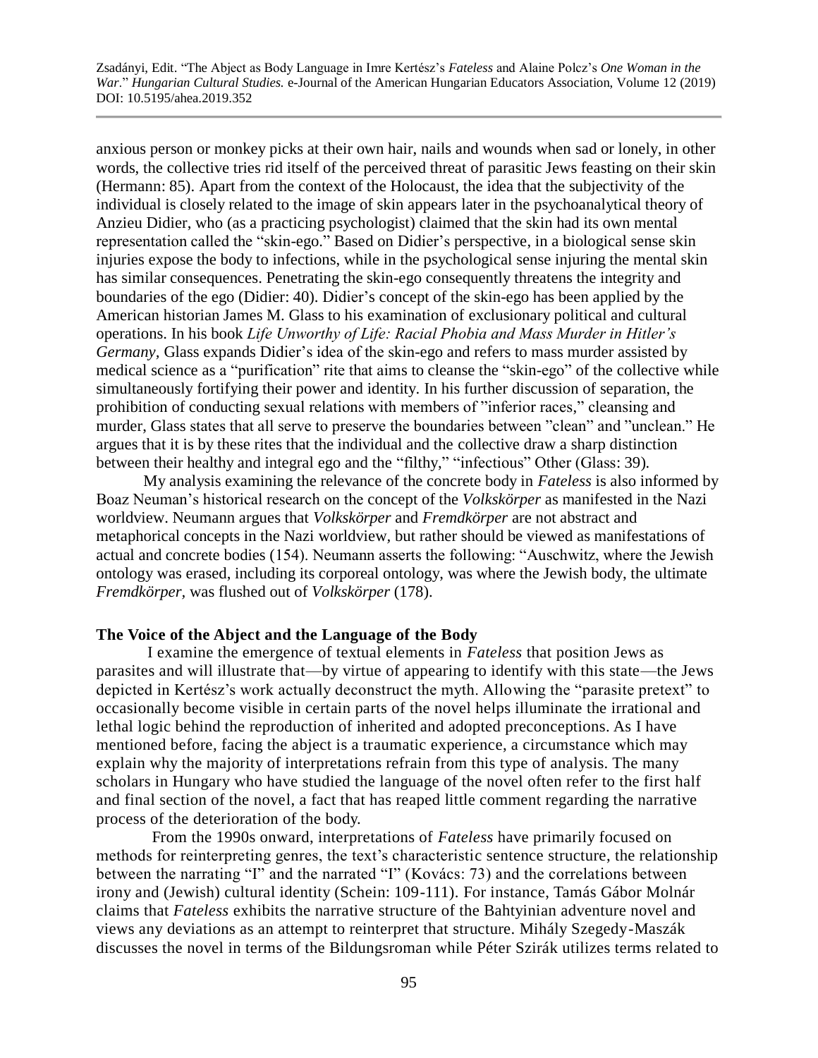anxious person or monkey picks at their own hair, nails and wounds when sad or lonely, in other words, the collective tries rid itself of the perceived threat of parasitic Jews feasting on their skin (Hermann: 85). Apart from the context of the Holocaust, the idea that the subjectivity of the individual is closely related to the image of skin appears later in the psychoanalytical theory of Anzieu Didier, who (as a practicing psychologist) claimed that the skin had its own mental representation called the "skin-ego." Based on Didier's perspective, in a biological sense skin injuries expose the body to infections, while in the psychological sense injuring the mental skin has similar consequences. Penetrating the skin-ego consequently threatens the integrity and boundaries of the ego (Didier: 40). Didier's concept of the skin-ego has been applied by the American historian James M. Glass to his examination of exclusionary political and cultural operations. In his book *Life Unworthy of Life: Racial Phobia and Mass Murder in Hitler's Germany,* Glass expands Didier's idea of the skin-ego and refers to mass murder assisted by medical science as a "purification" rite that aims to cleanse the "skin-ego" of the collective while simultaneously fortifying their power and identity. In his further discussion of separation, the prohibition of conducting sexual relations with members of "inferior races," cleansing and murder, Glass states that all serve to preserve the boundaries between "clean" and "unclean." He argues that it is by these rites that the individual and the collective draw a sharp distinction between their healthy and integral ego and the "filthy," "infectious" Other (Glass: 39).

My analysis examining the relevance of the concrete body in *Fateless* is also informed by Boaz Neuman's historical research on the concept of the *Volkskörper* as manifested in the Nazi worldview. Neumann argues that *Volkskörper* and *Fremdkörper* are not abstract and metaphorical concepts in the Nazi worldview, but rather should be viewed as manifestations of actual and concrete bodies (154). Neumann asserts the following: "Auschwitz, where the Jewish ontology was erased, including its corporeal ontology, was where the Jewish body, the ultimate *Fremdkörper*, was flushed out of *Volkskörper* (178).

**The Voice of the Abject and the Language of the Body**

I examine the emergence of textual elements in *Fateless* that position Jews as parasites and will illustrate that—by virtue of appearing to identify with this state—the Jews depicted in Kertész's work actually deconstruct the myth. Allowing the "parasite pretext" to occasionally become visible in certain parts of the novel helps illuminate the irrational and lethal logic behind the reproduction of inherited and adopted preconceptions. As I have mentioned before, facing the abject is a traumatic experience, a circumstance which may explain why the majority of interpretations refrain from this type of analysis. The many scholars in Hungary who have studied the language of the novel often refer to the first half and final section of the novel, a fact that has reaped little comment regarding the narrative process of the deterioration of the body.

From the 1990s onward, interpretations of *Fateless* have primarily focused on methods for reinterpreting genres, the text's characteristic sentence structure, the relationship between the narrating "I" and the narrated "I" (Kovács: 73) and the correlations between irony and (Jewish) cultural identity (Schein: 109-111). For instance, Tamás Gábor Molnár claims that *Fateless* exhibits the narrative structure of the Bahtyinian adventure novel and views any deviations as an attempt to reinterpret that structure. Mihály Szegedy-Maszák discusses the novel in terms of the Bildungsroman while Péter Szirák utilizes terms related to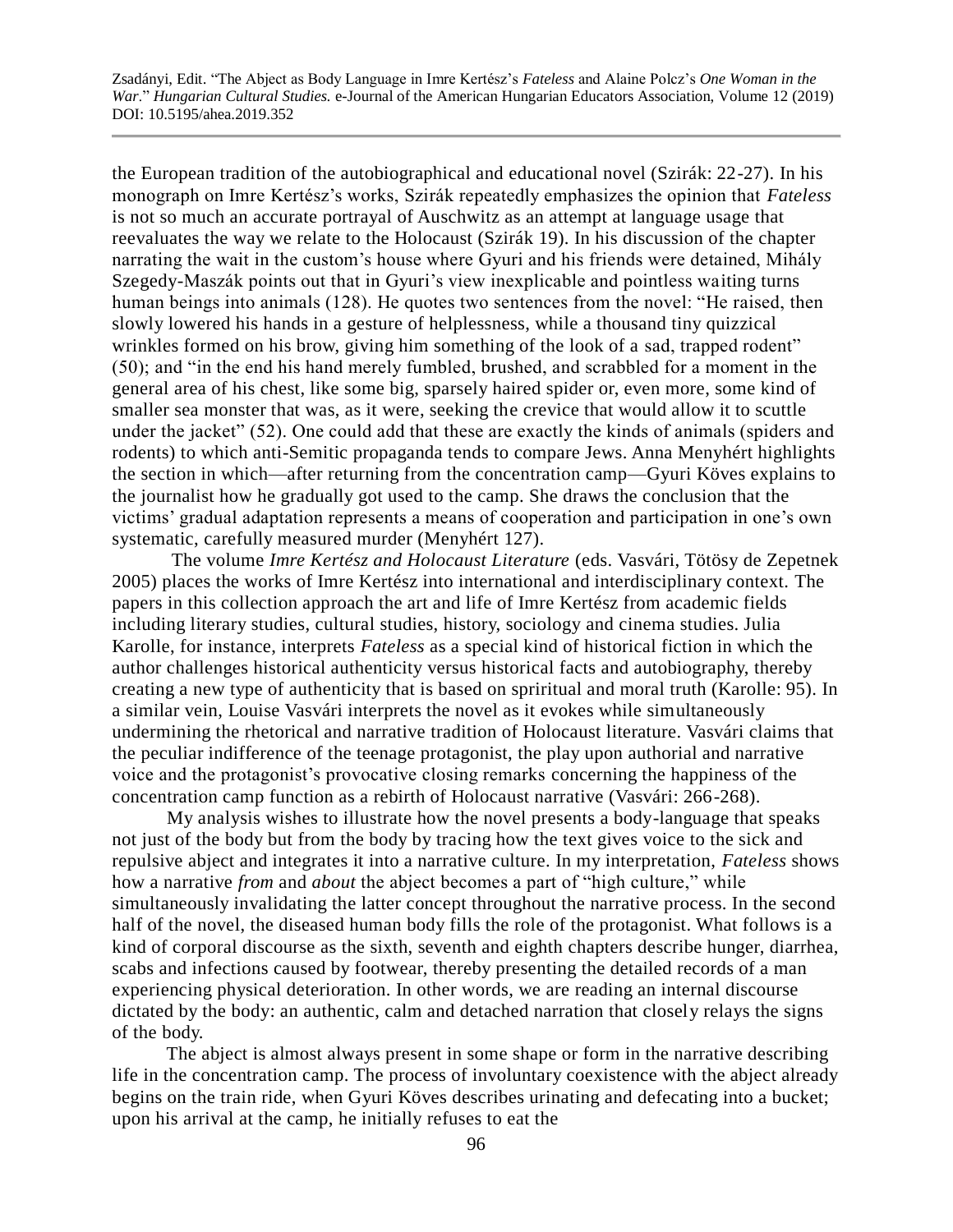the European tradition of the autobiographical and educational novel (Szirák: 22-27). In his monograph on Imre Kertész's works, Szirák repeatedly emphasizes the opinion that *Fateless* is not so much an accurate portrayal of Auschwitz as an attempt at language usage that reevaluates the way we relate to the Holocaust (Szirák 19). In his discussion of the chapter narrating the wait in the custom's house where Gyuri and his friends were detained, Mihály Szegedy-Maszák points out that in Gyuri's view inexplicable and pointless waiting turns human beings into animals (128). He quotes two sentences from the novel: "He raised, then slowly lowered his hands in a gesture of helplessness, while a thousand tiny quizzical wrinkles formed on his brow, giving him something of the look of a sad, trapped rodent" (50); and "in the end his hand merely fumbled, brushed, and scrabbled for a moment in the general area of his chest, like some big, sparsely haired spider or, even more, some kind of smaller sea monster that was, as it were, seeking the crevice that would allow it to scuttle under the jacket" (52). One could add that these are exactly the kinds of animals (spiders and rodents) to which anti-Semitic propaganda tends to compare Jews. Anna Menyhért highlights the section in which—after returning from the concentration camp—Gyuri Köves explains to the journalist how he gradually got used to the camp. She draws the conclusion that the victims' gradual adaptation represents a means of cooperation and participation in one's own systematic, carefully measured murder (Menyhért 127).

The volume *Imre Kertész and Holocaust Literature* (eds. Vasvári, Tötösy de Zepetnek 2005) places the works of Imre Kertész into international and interdisciplinary context. The papers in this collection approach the art and life of Imre Kertész from academic fields including literary studies, cultural studies, history, sociology and cinema studies. Julia Karolle, for instance, interprets *Fateless* as a special kind of historical fiction in which the author challenges historical authenticity versus historical facts and autobiography, thereby creating a new type of authenticity that is based on spriritual and moral truth (Karolle: 95). In a similar vein, Louise Vasvári interprets the novel as it evokes while simultaneously undermining the rhetorical and narrative tradition of Holocaust literature. Vasvári claims that the peculiar indifference of the teenage protagonist, the play upon authorial and narrative voice and the protagonist's provocative closing remarks concerning the happiness of the concentration camp function as a rebirth of Holocaust narrative (Vasvári: 266-268).

My analysis wishes to illustrate how the novel presents a body-language that speaks not just of the body but from the body by tracing how the text gives voice to the sick and repulsive abject and integrates it into a narrative culture. In my interpretation, *Fateless* shows how a narrative *from* and *about* the abject becomes a part of "high culture," while simultaneously invalidating the latter concept throughout the narrative process. In the second half of the novel, the diseased human body fills the role of the protagonist. What follows is a kind of corporal discourse as the sixth, seventh and eighth chapters describe hunger, diarrhea, scabs and infections caused by footwear, thereby presenting the detailed records of a man experiencing physical deterioration. In other words, we are reading an internal discourse dictated by the body: an authentic, calm and detached narration that closely relays the signs of the body.

The abject is almost always present in some shape or form in the narrative describing life in the concentration camp. The process of involuntary coexistence with the abject already begins on the train ride, when Gyuri Köves describes urinating and defecating into a bucket; upon his arrival at the camp, he initially refuses to eat the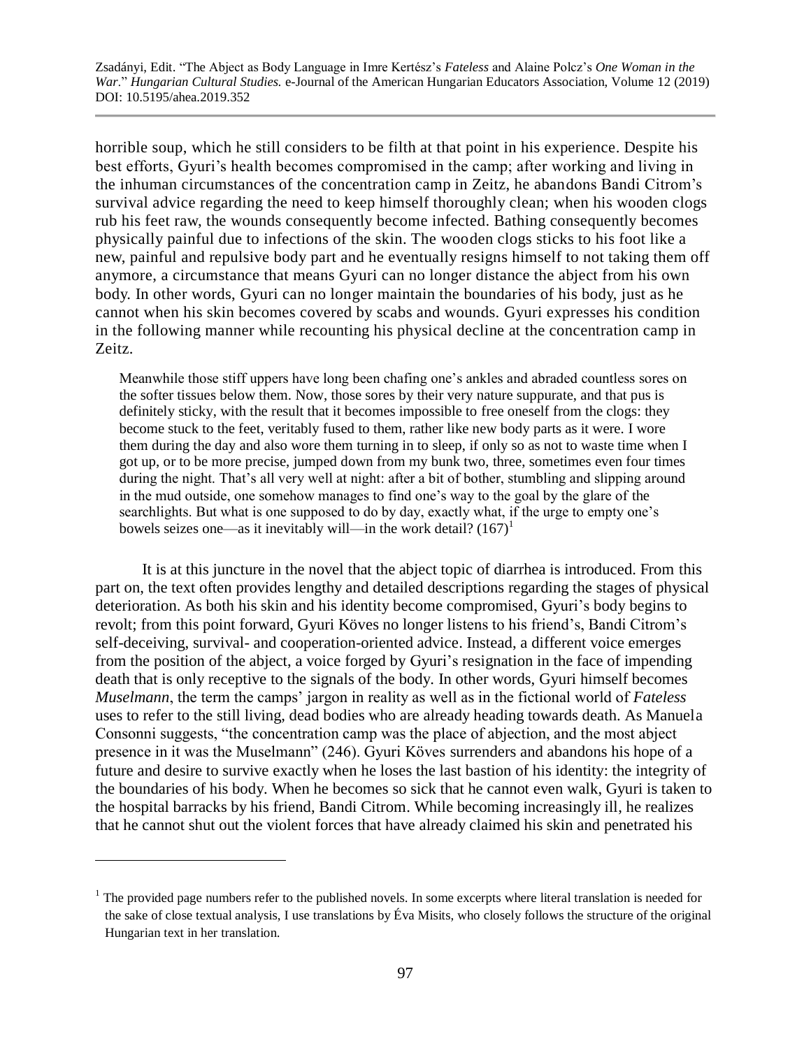horrible soup, which he still considers to be filth at that point in his experience. Despite his best efforts, Gyuri's health becomes compromised in the camp; after working and living in the inhuman circumstances of the concentration camp in Zeitz, he abandons Bandi Citrom's survival advice regarding the need to keep himself thoroughly clean; when his wooden clogs rub his feet raw, the wounds consequently become infected. Bathing consequently becomes physically painful due to infections of the skin. The wooden clogs sticks to his foot like a new, painful and repulsive body part and he eventually resigns himself to not taking them off anymore, a circumstance that means Gyuri can no longer distance the abject from his own body. In other words, Gyuri can no longer maintain the boundaries of his body, just as he cannot when his skin becomes covered by scabs and wounds. Gyuri expresses his condition in the following manner while recounting his physical decline at the concentration camp in Zeitz.

> Meanwhile those stiff uppers have long been chafing one's ankles and abraded countless sores on the softer tissues below them. Now, those sores by their very nature suppurate, and that pus is definitely sticky, with the result that it becomes impossible to free oneself from the clogs: they become stuck to the feet, veritably fused to them, rather like new body parts as it were. I wore them during the day and also wore them turning in to sleep, if only so as not to waste time when I got up, or to be more precise, jumped down from my bunk two, three, sometimes even four times during the night. That's all very well at night: after a bit of bother, stumbling and slipping around in the mud outside, one somehow manages to find one's way to the goal by the glare of the searchlights. But what is one supposed to do by day, exactly what, if the urge to empty one's bowels seizes one—as it inevitably will—in the work detail? (167)[1]

It is at this juncture in the novel that the abject topic of diarrhea is introduced. From this part on, the text often provides lengthy and detailed descriptions regarding the stages of physical deterioration. As both his skin and his identity become compromised, Gyuri's body begins to revolt; from this point forward, Gyuri Köves no longer listens to his friend's, Bandi Citrom's self-deceiving, survival- and cooperation-oriented advice. Instead, a different voice emerges from the position of the abject, a voice forged by Gyuri's resignation in the face of impending death that is only receptive to the signals of the body. In other words, Gyuri himself becomes *Muselmann*, the term the camps' jargon in reality as well as in the fictional world of *Fateless* uses to refer to the still living, dead bodies who are already heading towards death. As Manuela Consonni suggests, "the concentration camp was the place of abjection, and the most abject presence in it was the Muselmann" (246). Gyuri Köves surrenders and abandons his hope of a future and desire to survive exactly when he loses the last bastion of his identity: the integrity of the boundaries of his body. When he becomes so sick that he cannot even walk, Gyuri is taken to the hospital barracks by his friend, Bandi Citrom. While becoming increasingly ill, he realizes that he cannot shut out the violent forces that have already claimed his skin and penetrated his

---

[1] The provided page numbers refer to the published novels. In some excerpts where literal translation is needed for the sake of close textual analysis, I use translations by Éva Misits, who closely follows the structure of the original Hungarian text in her translation.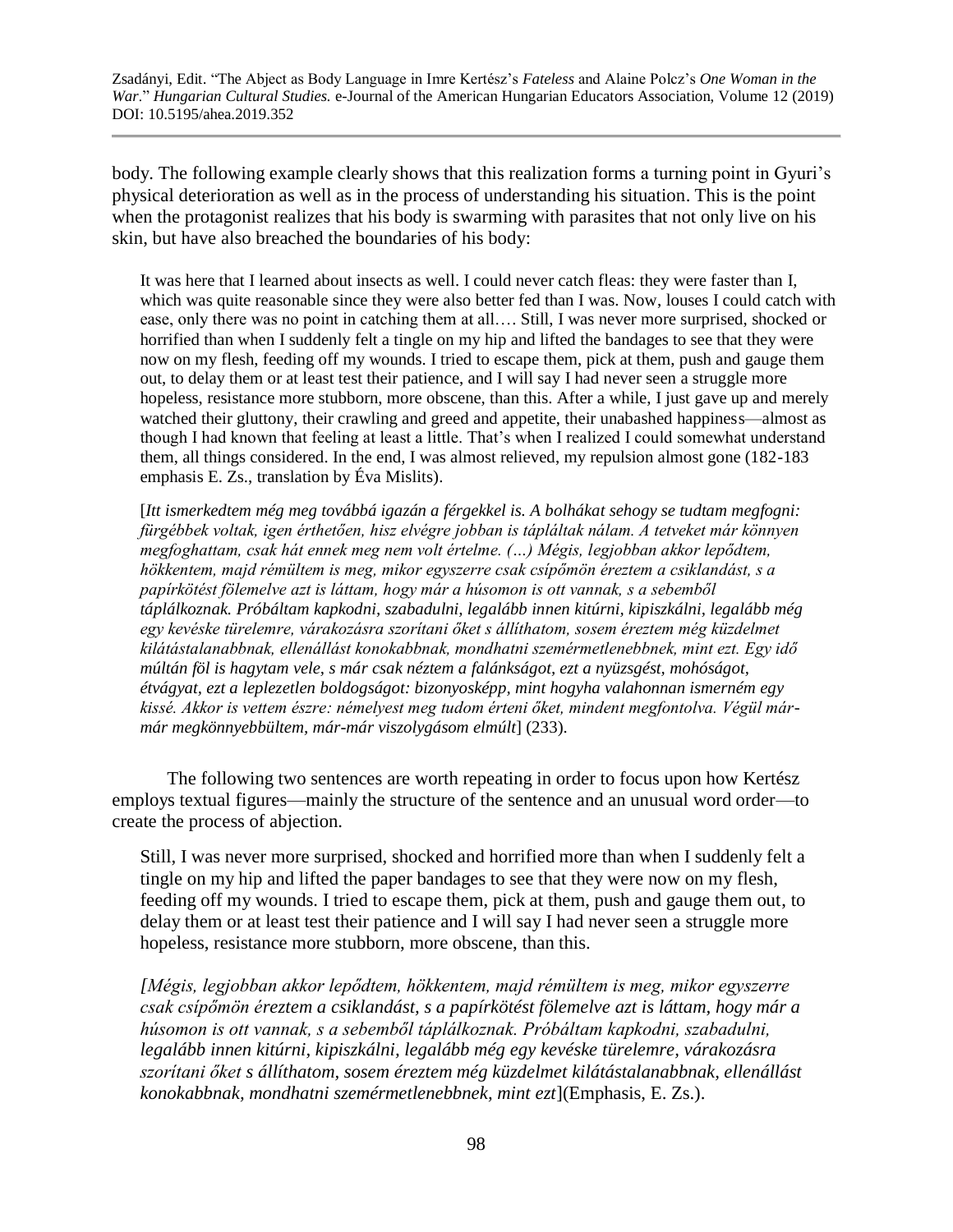body. The following example clearly shows that this realization forms a turning point in Gyuri's physical deterioration as well as in the process of understanding his situation. This is the point when the protagonist realizes that his body is swarming with parasites that not only live on his skin, but have also breached the boundaries of his body:

> It was here that I learned about insects as well. I could never catch fleas: they were faster than I, which was quite reasonable since they were also better fed than I was. Now, louses I could catch with ease, only there was no point in catching them at all…. Still, I was never more surprised, shocked or horrified than when I suddenly felt a tingle on my hip and lifted the bandages to see that they were now on my flesh, feeding off my wounds. I tried to escape them, pick at them, push and gauge them out, to delay them or at least test their patience, and I will say I had never seen a struggle more hopeless, resistance more stubborn, more obscene, than this. After a while, I just gave up and merely watched their gluttony, their crawling and greed and appetite, their unabashed happiness—almost as though I had known that feeling at least a little. That's when I realized I could somewhat understand them, all things considered. In the end, I was almost relieved, my repulsion almost gone (182-183 emphasis E. Zs., translation by Éva Mislits).
>
> [*Itt ismerkedtem még meg továbbá igazán a férgekkel is. A bolhákat sehogy se tudtam megfogni: fürgébbek voltak, igen érthetően, hisz elvégre jobban is tápláltak nálam. A tetveket már könnyen megfoghattam, csak hát ennek meg nem volt értelme. (…) Mégis, legjobban akkor lepődtem, hökkentem, majd rémültem is meg, mikor egyszerre csak csípőmön éreztem a csiklandást, s a papírkötést fölemelve azt is láttam, hogy már a húsomon is ott vannak, s a sebemből táplálkoznak. Próbáltam kapkodni, szabadulni, legalább innen kitúrni, kipiszkálni, legalább még egy kevéske türelemre, várakozásra szorítani őket s állíthatom, sosem éreztem még küzdelmet kilátástalanabbnak, ellenállást konokabbnak, mondhatni szemérmetlenebbnek, mint ezt. Egy idő múltán föl is hagytam vele, s már csak néztem a falánkságot, ezt a nyüzsgést, mohóságot, étvágyat, ezt a leplezetlen boldogságot: bizonyosképp, mint hogyha valahonnan ismerném egy kissé. Akkor is vettem észre: némelyest meg tudom érteni őket, mindent megfontolva. Végül már-már megkönnyebbültem, már-már viszolygásom elmúlt*] (233).

The following two sentences are worth repeating in order to focus upon how Kertész employs textual figures—mainly the structure of the sentence and an unusual word order—to create the process of abjection.

> Still, I was never more surprised, shocked and horrified more than when I suddenly felt a tingle on my hip and lifted the paper bandages to see that they were now on my flesh, feeding off my wounds. I tried to escape them, pick at them, push and gauge them out, to delay them or at least test their patience and I will say I had never seen a struggle more hopeless, resistance more stubborn, more obscene, than this.
>
> *[Mégis, legjobban akkor lepődtem, hökkentem, majd rémültem is meg, mikor egyszerre csak csípőmön éreztem a csiklandást, s a papírkötést fölemelve azt is láttam, hogy már a húsomon is ott vannak, s a sebemből táplálkoznak. Próbáltam kapkodni, szabadulni, legalább innen kitúrni, kipiszkálni, legalább még egy kevéske türelemre, várakozásra szorítani őket s állíthatom, sosem éreztem még küzdelmet kilátástalanabbnak, ellenállást konokabbnak, mondhatni szemérmetlenebbnek, mint ezt*](Emphasis, E. Zs.).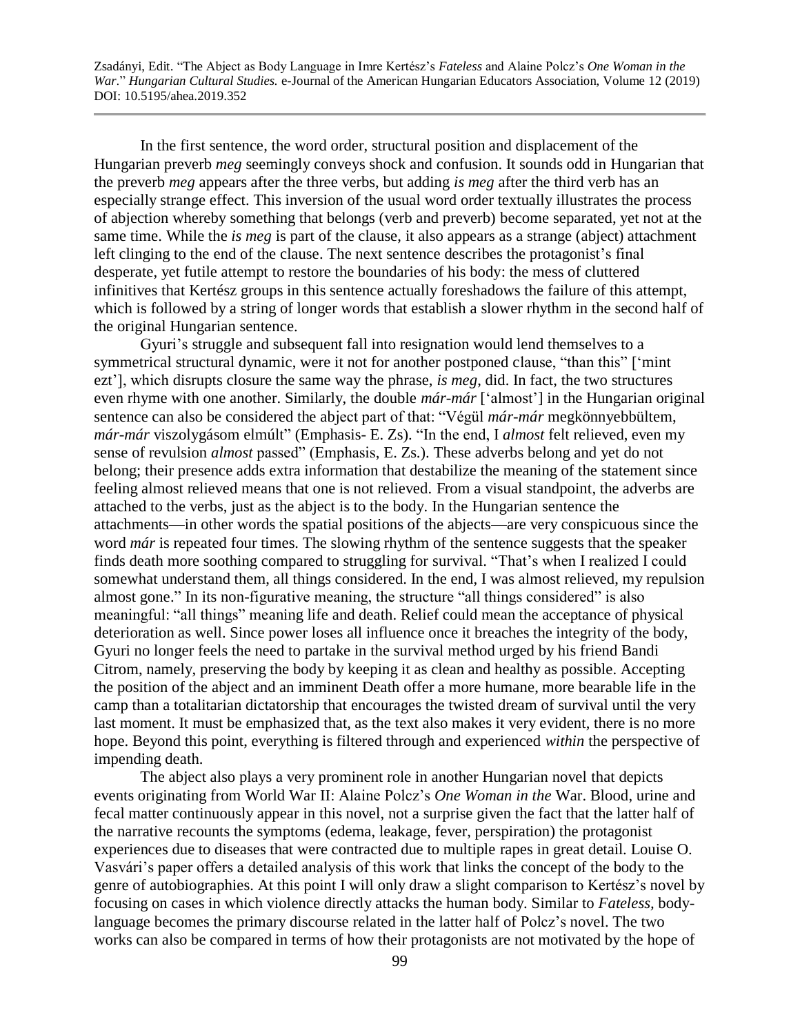In the first sentence, the word order, structural position and displacement of the Hungarian preverb *meg* seemingly conveys shock and confusion. It sounds odd in Hungarian that the preverb *meg* appears after the three verbs, but adding *is meg* after the third verb has an especially strange effect. This inversion of the usual word order textually illustrates the process of abjection whereby something that belongs (verb and preverb) become separated, yet not at the same time. While the *is meg* is part of the clause, it also appears as a strange (abject) attachment left clinging to the end of the clause. The next sentence describes the protagonist's final desperate, yet futile attempt to restore the boundaries of his body: the mess of cluttered infinitives that Kertész groups in this sentence actually foreshadows the failure of this attempt, which is followed by a string of longer words that establish a slower rhythm in the second half of the original Hungarian sentence.

Gyuri's struggle and subsequent fall into resignation would lend themselves to a symmetrical structural dynamic, were it not for another postponed clause, "than this" ['mint ezt'], which disrupts closure the same way the phrase, *is meg*, did. In fact, the two structures even rhyme with one another. Similarly, the double *már-már* ['almost'] in the Hungarian original sentence can also be considered the abject part of that: "Végül *már-már* megkönnyebbültem, *már-már* viszolygásom elmúlt" (Emphasis- E. Zs). "In the end, I *almost* felt relieved, even my sense of revulsion *almost* passed" (Emphasis, E. Zs.). These adverbs belong and yet do not belong; their presence adds extra information that destabilize the meaning of the statement since feeling almost relieved means that one is not relieved. From a visual standpoint, the adverbs are attached to the verbs, just as the abject is to the body. In the Hungarian sentence the attachments—in other words the spatial positions of the abjects—are very conspicuous since the word *már* is repeated four times. The slowing rhythm of the sentence suggests that the speaker finds death more soothing compared to struggling for survival. "That's when I realized I could somewhat understand them, all things considered. In the end, I was almost relieved, my repulsion almost gone." In its non-figurative meaning, the structure "all things considered" is also meaningful: "all things" meaning life and death. Relief could mean the acceptance of physical deterioration as well. Since power loses all influence once it breaches the integrity of the body, Gyuri no longer feels the need to partake in the survival method urged by his friend Bandi Citrom, namely, preserving the body by keeping it as clean and healthy as possible. Accepting the position of the abject and an imminent Death offer a more humane, more bearable life in the camp than a totalitarian dictatorship that encourages the twisted dream of survival until the very last moment. It must be emphasized that, as the text also makes it very evident, there is no more hope. Beyond this point, everything is filtered through and experienced *within* the perspective of impending death.

The abject also plays a very prominent role in another Hungarian novel that depicts events originating from World War II: Alaine Polcz's *One Woman in the* War. Blood, urine and fecal matter continuously appear in this novel, not a surprise given the fact that the latter half of the narrative recounts the symptoms (edema, leakage, fever, perspiration) the protagonist experiences due to diseases that were contracted due to multiple rapes in great detail. Louise O. Vasvári's paper offers a detailed analysis of this work that links the concept of the body to the genre of autobiographies. At this point I will only draw a slight comparison to Kertész's novel by focusing on cases in which violence directly attacks the human body. Similar to *Fateless,* body-language becomes the primary discourse related in the latter half of Polcz's novel. The two works can also be compared in terms of how their protagonists are not motivated by the hope of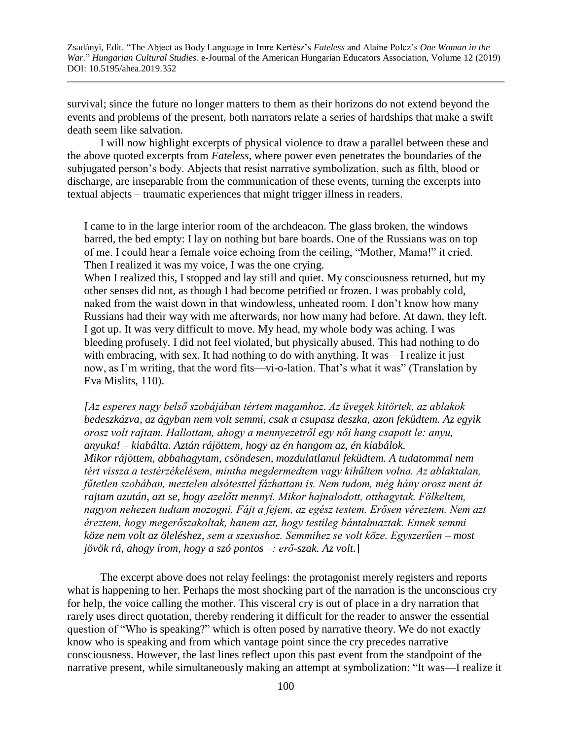survival; since the future no longer matters to them as their horizons do not extend beyond the events and problems of the present, both narrators relate a series of hardships that make a swift death seem like salvation.

I will now highlight excerpts of physical violence to draw a parallel between these and the above quoted excerpts from *Fateless*, where power even penetrates the boundaries of the subjugated person's body. Objects that resist narrative symbolization, such as filth, blood or discharge, are inseparable from the communication of these events, turning the excerpts into textual abjects – traumatic experiences that might trigger illness in readers.

> I came to in the large interior room of the archdeacon. The glass broken, the windows barred, the bed empty: I lay on nothing but bare boards. One of the Russians was on top of me. I could hear a female voice echoing from the ceiling, "Mother, Mama!" it cried. Then I realized it was my voice, I was the one crying.
> When I realized this, I stopped and lay still and quiet. My consciousness returned, but my other senses did not, as though I had become petrified or frozen. I was probably cold, naked from the waist down in that windowless, unheated room. I don't know how many Russians had their way with me afterwards, nor how many had before. At dawn, they left. I got up. It was very difficult to move. My head, my whole body was aching. I was bleeding profusely. I did not feel violated, but physically abused. This had nothing to do with embracing, with sex. It had nothing to do with anything. It was—I realize it just now, as I'm writing, that the word fits—vi-o-lation. That's what it was" (Translation by Eva Mislits, 110).
>
> *[Az esperes nagy belső szobájában tértem magamhoz. Az üvegek kitörtek, az ablakok bedeszkázva, az ágyban nem volt semmi, csak a csupasz deszka, azon feküdtem. Az egyik orosz volt rajtam. Hallottam, ahogy a mennyezetről egy női hang csapott le: anyu, anyuka! – kiabálta. Aztán rájöttem, hogy az én hangom az, én kiabálok.*
> *Mikor rájöttem, abbahagytam, csöndesen, mozdulatlanul feküdtem. A tudatommal nem tért vissza a testérzékelésem, mintha megdermedtem vagy kihűltem volna. Az ablaktalan, fűtetlen szobában, meztelen alsótesttel fázhattam is. Nem tudom, még hány orosz ment át rajtam azután, azt se, hogy azelőtt mennyi. Mikor hajnalodott, otthagytak. Fölkeltem, nagyon nehezen tudtam mozogni. Fájt a fejem, az egész testem. Erősen véreztem. Nem azt éreztem, hogy megerőszakoltak, hanem azt, hogy testileg bántalmaztak. Ennek semmi köze nem volt az öleléshez, sem a szexushoz. Semmihez se volt köze. Egyszerűen – most jövök rá, ahogy írom, hogy a szó pontos –: erő-szak. Az volt.*]

The excerpt above does not relay feelings: the protagonist merely registers and reports what is happening to her. Perhaps the most shocking part of the narration is the unconscious cry for help, the voice calling the mother. This visceral cry is out of place in a dry narration that rarely uses direct quotation, thereby rendering it difficult for the reader to answer the essential question of "Who is speaking?" which is often posed by narrative theory. We do not exactly know who is speaking and from which vantage point since the cry precedes narrative consciousness. However, the last lines reflect upon this past event from the standpoint of the narrative present, while simultaneously making an attempt at symbolization: "It was—I realize it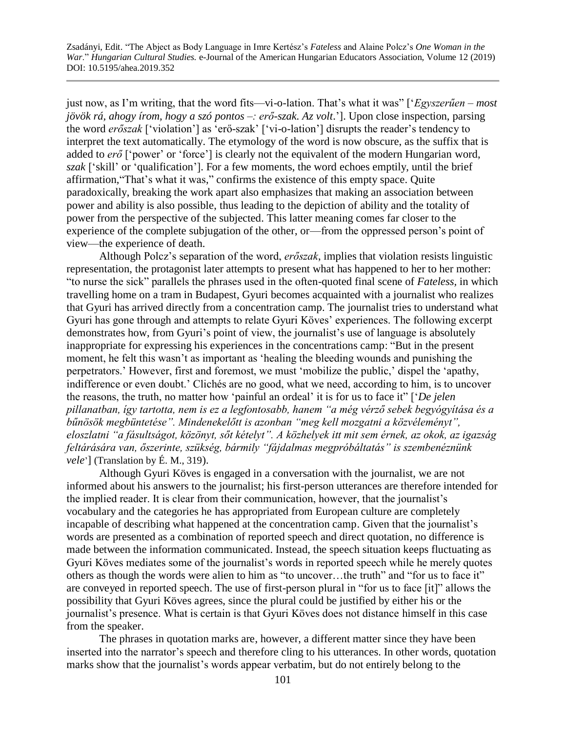just now, as I'm writing, that the word fits—vi-o-lation. That's what it was" ['*Egyszerűen – most jövök rá, ahogy írom, hogy a szó pontos –: erő-szak. Az volt.*']. Upon close inspection, parsing the word *erőszak* ['violation'] as 'erő-szak' ['vi-o-lation'] disrupts the reader's tendency to interpret the text automatically. The etymology of the word is now obscure, as the suffix that is added to *erő* ['power' or 'force'] is clearly not the equivalent of the modern Hungarian word, *szak* ['skill' or 'qualification']. For a few moments, the word echoes emptily, until the brief affirmation,"That's what it was," confirms the existence of this empty space. Quite paradoxically, breaking the work apart also emphasizes that making an association between power and ability is also possible, thus leading to the depiction of ability and the totality of power from the perspective of the subjected. This latter meaning comes far closer to the experience of the complete subjugation of the other, or—from the oppressed person's point of view—the experience of death.

Although Polcz's separation of the word, *erőszak*, implies that violation resists linguistic representation, the protagonist later attempts to present what has happened to her to her mother: "to nurse the sick" parallels the phrases used in the often-quoted final scene of *Fateless*, in which travelling home on a tram in Budapest, Gyuri becomes acquainted with a journalist who realizes that Gyuri has arrived directly from a concentration camp. The journalist tries to understand what Gyuri has gone through and attempts to relate Gyuri Köves' experiences. The following excerpt demonstrates how, from Gyuri's point of view, the journalist's use of language is absolutely inappropriate for expressing his experiences in the concentrations camp: "But in the present moment, he felt this wasn't as important as 'healing the bleeding wounds and punishing the perpetrators.' However, first and foremost, we must 'mobilize the public,' dispel the 'apathy, indifference or even doubt.' Clichés are no good, what we need, according to him, is to uncover the reasons, the truth, no matter how 'painful an ordeal' it is for us to face it" ['*De jelen pillanatban, így tartotta, nem is ez a legfontosabb, hanem "a még vérző sebek begyógyítása és a bűnösök megbüntetése". Mindenekelőtt is azonban "meg kell mozgatni a közvéleményt", eloszlatni "a fásultságot, közönyt, sőt kételyt". A közhelyek itt mit sem érnek, az okok, az igazság feltárására van, őszerinte, szükség, bármily "fájdalmas megpróbáltatás" is szembenéznünk vele*'] (Translation by É. M., 319).

Although Gyuri Köves is engaged in a conversation with the journalist, we are not informed about his answers to the journalist; his first-person utterances are therefore intended for the implied reader. It is clear from their communication, however, that the journalist's vocabulary and the categories he has appropriated from European culture are completely incapable of describing what happened at the concentration camp. Given that the journalist's words are presented as a combination of reported speech and direct quotation, no difference is made between the information communicated. Instead, the speech situation keeps fluctuating as Gyuri Köves mediates some of the journalist's words in reported speech while he merely quotes others as though the words were alien to him as "to uncover…the truth" and "for us to face it" are conveyed in reported speech. The use of first-person plural in "for us to face [it]" allows the possibility that Gyuri Köves agrees, since the plural could be justified by either his or the journalist's presence. What is certain is that Gyuri Köves does not distance himself in this case from the speaker.

The phrases in quotation marks are, however, a different matter since they have been inserted into the narrator's speech and therefore cling to his utterances. In other words, quotation marks show that the journalist's words appear verbatim, but do not entirely belong to the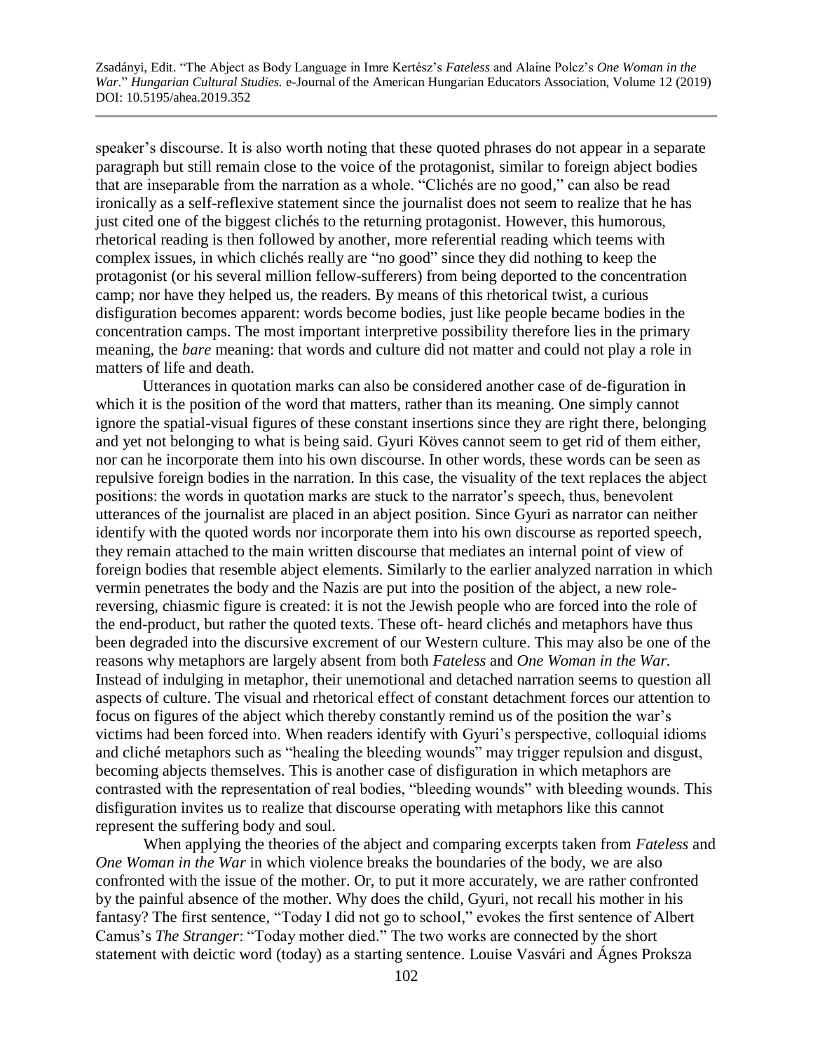speaker's discourse. It is also worth noting that these quoted phrases do not appear in a separate paragraph but still remain close to the voice of the protagonist, similar to foreign abject bodies that are inseparable from the narration as a whole. "Clichés are no good," can also be read ironically as a self-reflexive statement since the journalist does not seem to realize that he has just cited one of the biggest clichés to the returning protagonist. However, this humorous, rhetorical reading is then followed by another, more referential reading which teems with complex issues, in which clichés really are "no good" since they did nothing to keep the protagonist (or his several million fellow-sufferers) from being deported to the concentration camp; nor have they helped us, the readers. By means of this rhetorical twist, a curious disfiguration becomes apparent: words become bodies, just like people became bodies in the concentration camps. The most important interpretive possibility therefore lies in the primary meaning, the *bare* meaning: that words and culture did not matter and could not play a role in matters of life and death.

Utterances in quotation marks can also be considered another case of de-figuration in which it is the position of the word that matters, rather than its meaning. One simply cannot ignore the spatial-visual figures of these constant insertions since they are right there, belonging and yet not belonging to what is being said. Gyuri Köves cannot seem to get rid of them either, nor can he incorporate them into his own discourse. In other words, these words can be seen as repulsive foreign bodies in the narration. In this case, the visuality of the text replaces the abject positions: the words in quotation marks are stuck to the narrator's speech, thus, benevolent utterances of the journalist are placed in an abject position. Since Gyuri as narrator can neither identify with the quoted words nor incorporate them into his own discourse as reported speech, they remain attached to the main written discourse that mediates an internal point of view of foreign bodies that resemble abject elements. Similarly to the earlier analyzed narration in which vermin penetrates the body and the Nazis are put into the position of the abject, a new role-reversing, chiasmic figure is created: it is not the Jewish people who are forced into the role of the end-product, but rather the quoted texts. These oft- heard clichés and metaphors have thus been degraded into the discursive excrement of our Western culture. This may also be one of the reasons why metaphors are largely absent from both *Fateless* and *One Woman in the War.* Instead of indulging in metaphor, their unemotional and detached narration seems to question all aspects of culture. The visual and rhetorical effect of constant detachment forces our attention to focus on figures of the abject which thereby constantly remind us of the position the war's victims had been forced into. When readers identify with Gyuri's perspective, colloquial idioms and cliché metaphors such as "healing the bleeding wounds" may trigger repulsion and disgust, becoming abjects themselves. This is another case of disfiguration in which metaphors are contrasted with the representation of real bodies, "bleeding wounds" with bleeding wounds. This disfiguration invites us to realize that discourse operating with metaphors like this cannot represent the suffering body and soul.

When applying the theories of the abject and comparing excerpts taken from *Fateless* and *One Woman in the War* in which violence breaks the boundaries of the body, we are also confronted with the issue of the mother. Or, to put it more accurately, we are rather confronted by the painful absence of the mother. Why does the child, Gyuri, not recall his mother in his fantasy? The first sentence, "Today I did not go to school," evokes the first sentence of Albert Camus's *The Stranger*: "Today mother died." The two works are connected by the short statement with deictic word (today) as a starting sentence. Louise Vasvári and Ágnes Proksza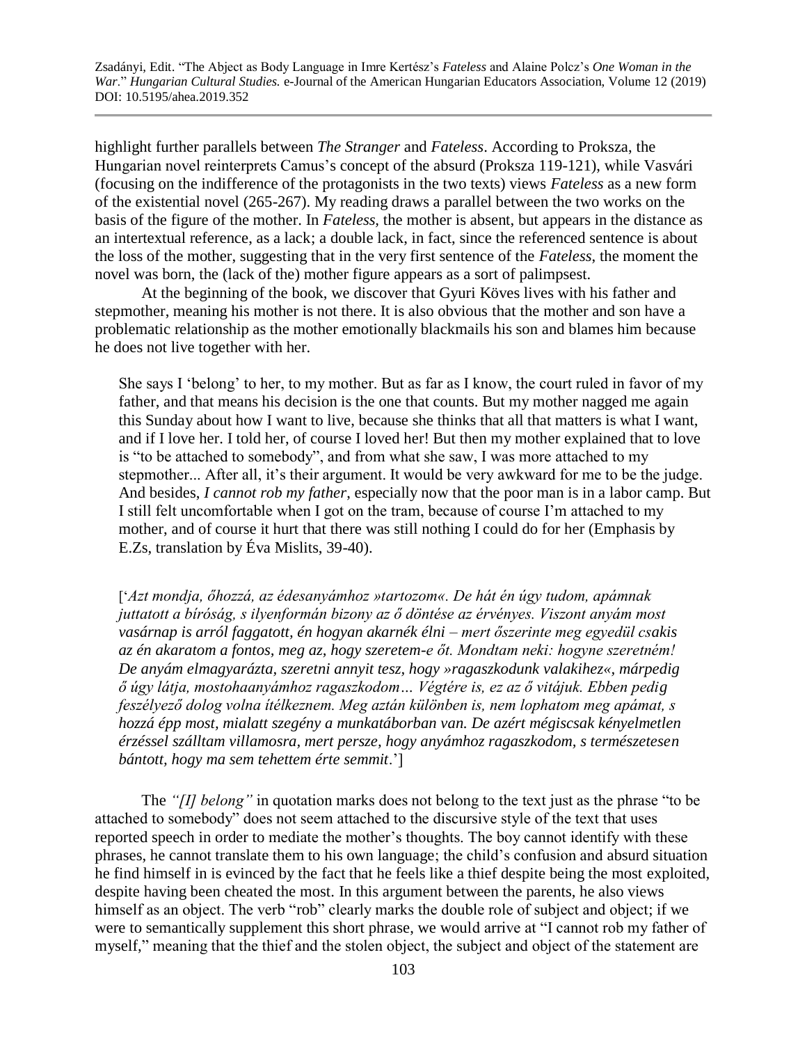highlight further parallels between *The Stranger* and *Fateless*. According to Proksza, the Hungarian novel reinterprets Camus's concept of the absurd (Proksza 119-121), while Vasvári (focusing on the indifference of the protagonists in the two texts) views *Fateless* as a new form of the existential novel (265-267). My reading draws a parallel between the two works on the basis of the figure of the mother. In *Fateless*, the mother is absent, but appears in the distance as an intertextual reference, as a lack; a double lack, in fact, since the referenced sentence is about the loss of the mother, suggesting that in the very first sentence of the *Fateless*, the moment the novel was born, the (lack of the) mother figure appears as a sort of palimpsest.

At the beginning of the book, we discover that Gyuri Köves lives with his father and stepmother, meaning his mother is not there. It is also obvious that the mother and son have a problematic relationship as the mother emotionally blackmails his son and blames him because he does not live together with her.

> She says I 'belong' to her, to my mother. But as far as I know, the court ruled in favor of my father, and that means his decision is the one that counts. But my mother nagged me again this Sunday about how I want to live, because she thinks that all that matters is what I want, and if I love her. I told her, of course I loved her! But then my mother explained that to love is "to be attached to somebody", and from what she saw, I was more attached to my stepmother... After all, it's their argument. It would be very awkward for me to be the judge. And besides, *I cannot rob my father*, especially now that the poor man is in a labor camp. But I still felt uncomfortable when I got on the tram, because of course I'm attached to my mother, and of course it hurt that there was still nothing I could do for her (Emphasis by E.Zs, translation by Éva Mislits, 39-40).

> ['*Azt mondja, őhozzá, az édesanyámhoz »tartozom«. De hát én úgy tudom, apámnak juttatott a bíróság, s ilyenformán bizony az ő döntése az érvényes. Viszont anyám most vasárnap is arról faggatott, én hogyan akarnék élni – mert őszerinte meg egyedül csakis az én akaratom a fontos, meg az, hogy szeretem-e őt. Mondtam neki: hogyne szeretném! De anyám elmagyarázta, szeretni annyit tesz, hogy »ragaszkodunk valakihez«, márpedig ő úgy látja, mostohaanyámhoz ragaszkodom… Végtére is, ez az ő vitájuk. Ebben pedig feszélyező dolog volna ítélkeznem. Meg aztán különben is, nem lophatom meg apámat, s hozzá épp most, mialatt szegény a munkatáborban van. De azért mégiscsak kényelmetlen érzéssel szálltam villamosra, mert persze, hogy anyámhoz ragaszkodom, s természetesen bántott, hogy ma sem tehettem érte semmit*.']

The *"[I] belong"* in quotation marks does not belong to the text just as the phrase "to be attached to somebody" does not seem attached to the discursive style of the text that uses reported speech in order to mediate the mother's thoughts. The boy cannot identify with these phrases, he cannot translate them to his own language; the child's confusion and absurd situation he find himself in is evinced by the fact that he feels like a thief despite being the most exploited, despite having been cheated the most. In this argument between the parents, he also views himself as an object. The verb "rob" clearly marks the double role of subject and object; if we were to semantically supplement this short phrase, we would arrive at "I cannot rob my father of myself," meaning that the thief and the stolen object, the subject and object of the statement are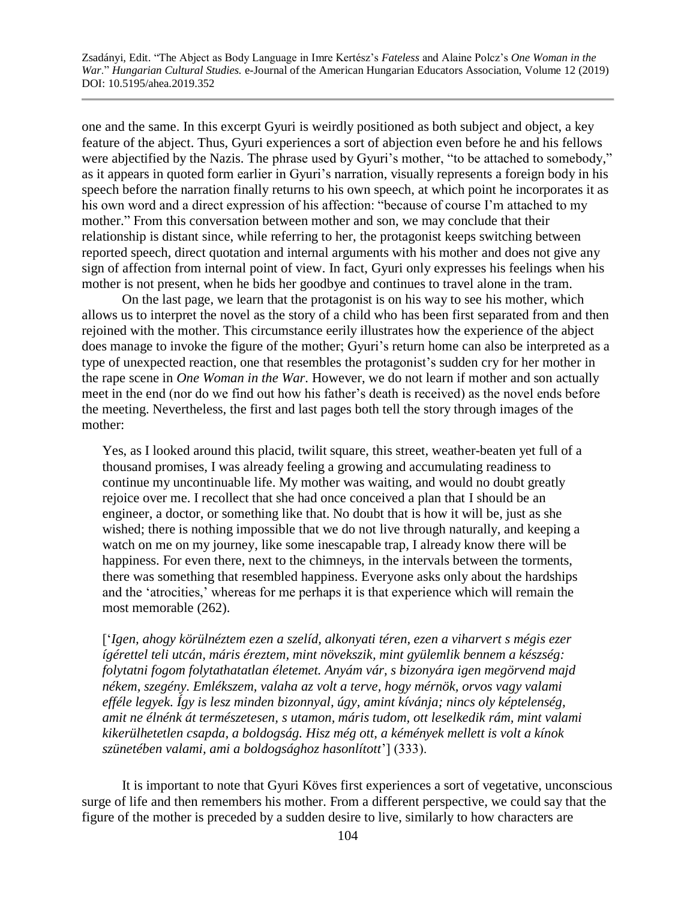one and the same. In this excerpt Gyuri is weirdly positioned as both subject and object, a key feature of the abject. Thus, Gyuri experiences a sort of abjection even before he and his fellows were abjectified by the Nazis. The phrase used by Gyuri's mother, "to be attached to somebody," as it appears in quoted form earlier in Gyuri's narration, visually represents a foreign body in his speech before the narration finally returns to his own speech, at which point he incorporates it as his own word and a direct expression of his affection: "because of course I'm attached to my mother." From this conversation between mother and son, we may conclude that their relationship is distant since, while referring to her, the protagonist keeps switching between reported speech, direct quotation and internal arguments with his mother and does not give any sign of affection from internal point of view. In fact, Gyuri only expresses his feelings when his mother is not present, when he bids her goodbye and continues to travel alone in the tram.

On the last page, we learn that the protagonist is on his way to see his mother, which allows us to interpret the novel as the story of a child who has been first separated from and then rejoined with the mother. This circumstance eerily illustrates how the experience of the abject does manage to invoke the figure of the mother; Gyuri's return home can also be interpreted as a type of unexpected reaction, one that resembles the protagonist's sudden cry for her mother in the rape scene in *One Woman in the War*. However, we do not learn if mother and son actually meet in the end (nor do we find out how his father's death is received) as the novel ends before the meeting. Nevertheless, the first and last pages both tell the story through images of the mother:

> Yes, as I looked around this placid, twilit square, this street, weather-beaten yet full of a thousand promises, I was already feeling a growing and accumulating readiness to continue my uncontinuable life. My mother was waiting, and would no doubt greatly rejoice over me. I recollect that she had once conceived a plan that I should be an engineer, a doctor, or something like that. No doubt that is how it will be, just as she wished; there is nothing impossible that we do not live through naturally, and keeping a watch on me on my journey, like some inescapable trap, I already know there will be happiness. For even there, next to the chimneys, in the intervals between the torments, there was something that resembled happiness. Everyone asks only about the hardships and the 'atrocities,' whereas for me perhaps it is that experience which will remain the most memorable (262).
>
> ['*Igen, ahogy körülnéztem ezen a szelíd, alkonyati téren, ezen a viharvert s mégis ezer ígérettel teli utcán, máris éreztem, mint növekszik, mint gyülemlik bennem a készség: folytatni fogom folytathatatlan életemet. Anyám vár, s bizonyára igen megörvend majd nékem, szegény. Emlékszem, valaha az volt a terve, hogy mérnök, orvos vagy valami efféle legyek. Így is lesz minden bizonnyal, úgy, amint kívánja; nincs oly képtelenség, amit ne élnénk át természetesen, s utamon, máris tudom, ott leselkedik rám, mint valami kikerülhetetlen csapda, a boldogság. Hisz még ott, a kémények mellett is volt a kínok szünetében valami, ami a boldogsághoz hasonlított*'] (333).

It is important to note that Gyuri Köves first experiences a sort of vegetative, unconscious surge of life and then remembers his mother. From a different perspective, we could say that the figure of the mother is preceded by a sudden desire to live, similarly to how characters are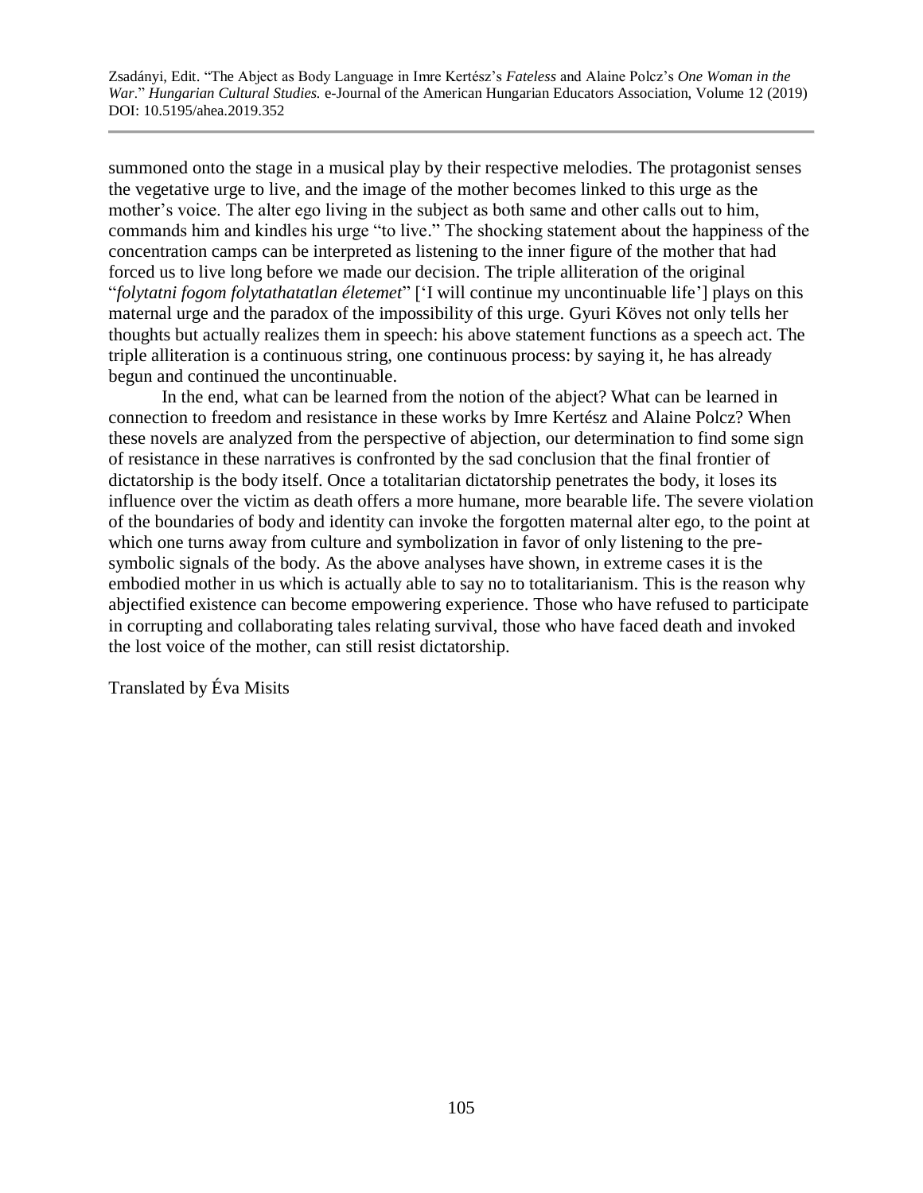summoned onto the stage in a musical play by their respective melodies. The protagonist senses the vegetative urge to live, and the image of the mother becomes linked to this urge as the mother's voice. The alter ego living in the subject as both same and other calls out to him, commands him and kindles his urge "to live." The shocking statement about the happiness of the concentration camps can be interpreted as listening to the inner figure of the mother that had forced us to live long before we made our decision. The triple alliteration of the original "*folytatni fogom folytathatatlan életemet*" ['I will continue my uncontinuable life'] plays on this maternal urge and the paradox of the impossibility of this urge. Gyuri Köves not only tells her thoughts but actually realizes them in speech: his above statement functions as a speech act. The triple alliteration is a continuous string, one continuous process: by saying it, he has already begun and continued the uncontinuable.

In the end, what can be learned from the notion of the abject? What can be learned in connection to freedom and resistance in these works by Imre Kertész and Alaine Polcz? When these novels are analyzed from the perspective of abjection, our determination to find some sign of resistance in these narratives is confronted by the sad conclusion that the final frontier of dictatorship is the body itself. Once a totalitarian dictatorship penetrates the body, it loses its influence over the victim as death offers a more humane, more bearable life. The severe violation of the boundaries of body and identity can invoke the forgotten maternal alter ego, to the point at which one turns away from culture and symbolization in favor of only listening to the pre-symbolic signals of the body. As the above analyses have shown, in extreme cases it is the embodied mother in us which is actually able to say no to totalitarianism. This is the reason why abjectified existence can become empowering experience. Those who have refused to participate in corrupting and collaborating tales relating survival, those who have faced death and invoked the lost voice of the mother, can still resist dictatorship.

Translated by Éva Misits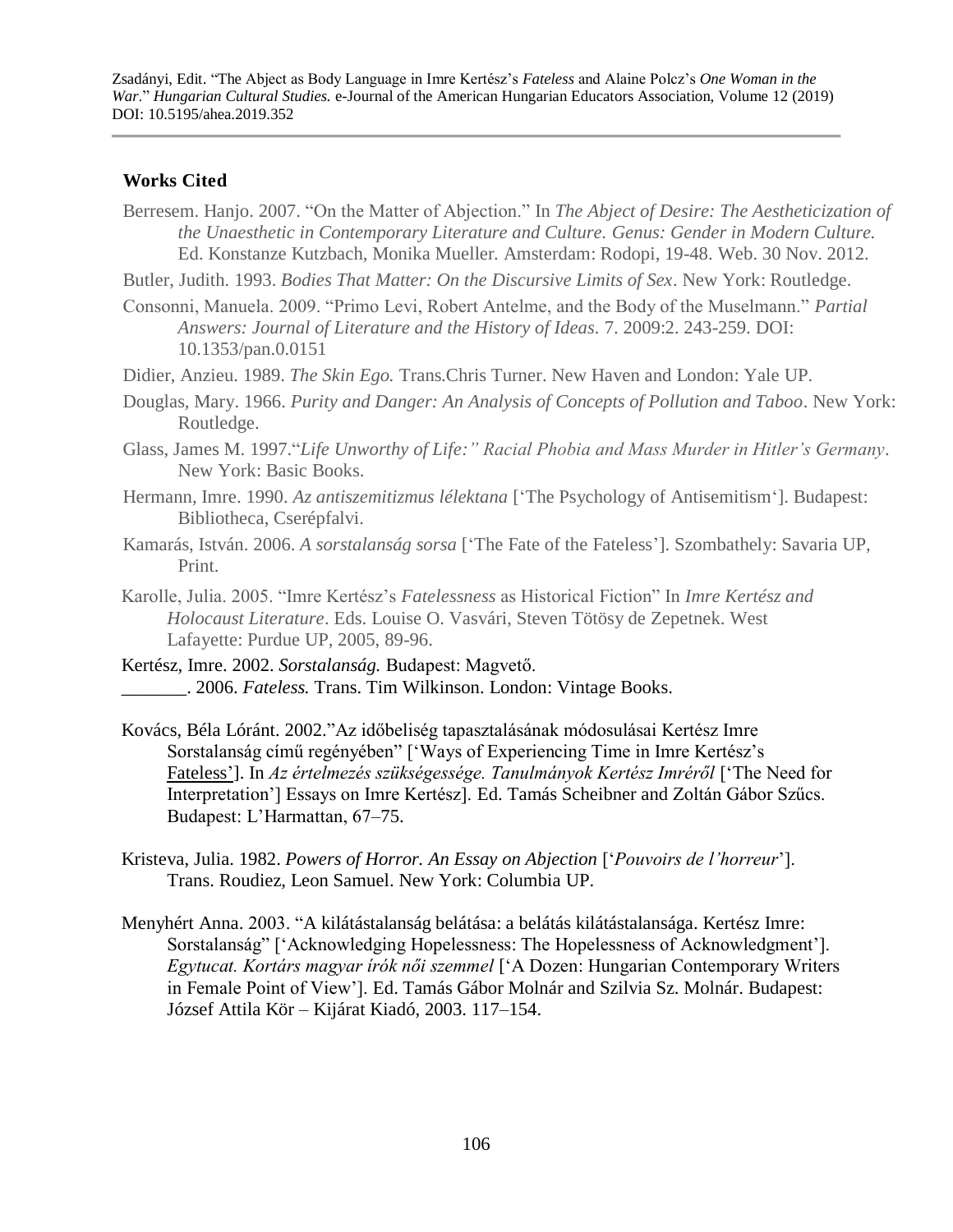## Works Cited

Berresem. Hanjo. 2007. "On the Matter of Abjection." In *The Abject of Desire: The Aestheticization of the Unaesthetic in Contemporary Literature and Culture. Genus: Gender in Modern Culture.* Ed. Konstanze Kutzbach, Monika Mueller. Amsterdam: Rodopi, 19-48. Web. 30 Nov. 2012.

Butler, Judith. 1993. *Bodies That Matter: On the Discursive Limits of Sex*. New York: Routledge.

Consonni, Manuela. 2009. "Primo Levi, Robert Antelme, and the Body of the Muselmann." *Partial Answers: Journal of Literature and the History of Ideas*. 7. 2009:2. 243-259. DOI: 10.1353/pan.0.0151

Didier, Anzieu. 1989. *The Skin Ego.* Trans.Chris Turner. New Haven and London: Yale UP.

Douglas, Mary. 1966. *Purity and Danger: An Analysis of Concepts of Pollution and Taboo*. New York: Routledge.

Glass, James M. 1997."*Life Unworthy of Life:" Racial Phobia and Mass Murder in Hitler's Germany*. New York: Basic Books.

Hermann, Imre. 1990. *Az antiszemitizmus lélektana* ['The Psychology of Antisemitism']. Budapest: Bibliotheca, Cserépfalvi.

Kamarás, István. 2006. *A sorstalanság sorsa* ['The Fate of the Fateless']. Szombathely: Savaria UP, Print.

Karolle, Julia. 2005. "Imre Kertész's *Fatelessness* as Historical Fiction" In *Imre Kertész and Holocaust Literature*. Eds. Louise O. Vasvári, Steven Tötösy de Zepetnek. West Lafayette: Purdue UP, 2005, 89-96.

Kertész, Imre. 2002. *Sorstalanság.* Budapest: Magvető.
_______. 2006. *Fateless.* Trans. Tim Wilkinson. London: Vintage Books.

Kovács, Béla Lóránt. 2002."Az időbeliség tapasztalásának módosulásai Kertész Imre Sorstalanság című regényében" ['Ways of Experiencing Time in Imre Kertész's Fateless']. In *Az értelmezés szükségessége. Tanulmányok Kertész Imréről* ['The Need for Interpretation'] Essays on Imre Kertész]. Ed. Tamás Scheibner and Zoltán Gábor Szűcs. Budapest: L'Harmattan, 67–75.

Kristeva, Julia. 1982. *Powers of Horror. An Essay on Abjection* ['*Pouvoirs de l'horreur*']. Trans. Roudiez, Leon Samuel. New York: Columbia UP.

Menyhért Anna. 2003. "A kilátástalanság belátása: a belátás kilátástalansága. Kertész Imre: Sorstalanság" ['Acknowledging Hopelessness: The Hopelessness of Acknowledgment']. *Egytucat. Kortárs magyar írók női szemmel* ['A Dozen: Hungarian Contemporary Writers in Female Point of View']. Ed. Tamás Gábor Molnár and Szilvia Sz. Molnár. Budapest: József Attila Kör – Kijárat Kiadó, 2003. 117–154.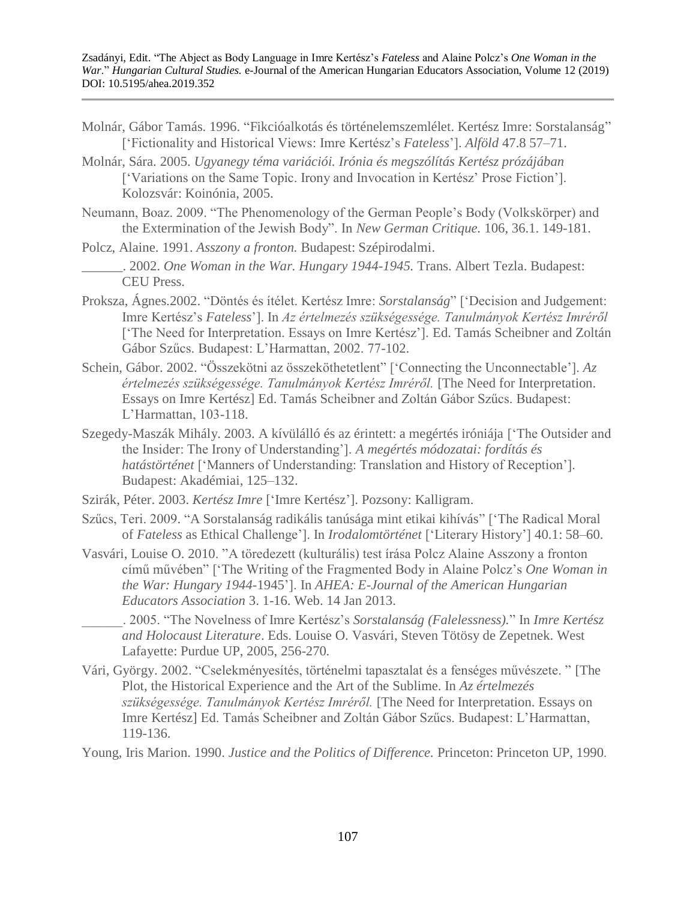Molnár, Gábor Tamás. 1996. "Fikcióalkotás és történelemszemlélet. Kertész Imre: Sorstalanság" ['Fictionality and Historical Views: Imre Kertész's *Fateless*']. *Alföld* 47.8 57–71.

Molnár, Sára. 2005. *Ugyanegy téma variációi. Irónia és megszólítás Kertész prózájában* ['Variations on the Same Topic. Irony and Invocation in Kertész' Prose Fiction']. Kolozsvár: Koinónia, 2005.

Neumann, Boaz. 2009. "The Phenomenology of the German People's Body (Volkskörper) and the Extermination of the Jewish Body". In *New German Critique.* 106, 36.1. 149-181.

Polcz, Alaine. 1991. *Asszony a fronton.* Budapest: Szépirodalmi.

______. 2002. *One Woman in the War. Hungary 1944-1945.* Trans. Albert Tezla. Budapest: CEU Press.

Proksza, Ágnes.2002. "Döntés és ítélet. Kertész Imre: *Sorstalanság*" ['Decision and Judgement: Imre Kertész's *Fateless*']. In *Az értelmezés szükségessége. Tanulmányok Kertész Imréről* ['The Need for Interpretation. Essays on Imre Kertész']. Ed. Tamás Scheibner and Zoltán Gábor Szűcs. Budapest: L'Harmattan, 2002. 77-102.

Schein, Gábor. 2002. "Összekötni az összeköthetetlent" ['Connecting the Unconnectable']. *Az értelmezés szükségessége. Tanulmányok Kertész Imréről.* [The Need for Interpretation. Essays on Imre Kertész] Ed. Tamás Scheibner and Zoltán Gábor Szűcs. Budapest: L'Harmattan, 103-118.

Szegedy-Maszák Mihály. 2003. A kívülálló és az érintett: a megértés iróniája ['The Outsider and the Insider: The Irony of Understanding']. *A megértés módozatai: fordítás és hatástörténet* ['Manners of Understanding: Translation and History of Reception']. Budapest: Akadémiai, 125–132.

Szirák, Péter. 2003. *Kertész Imre* ['Imre Kertész']. Pozsony: Kalligram.

Szűcs, Teri. 2009. "A Sorstalanság radikális tanúsága mint etikai kihívás" ['The Radical Moral of *Fateless* as Ethical Challenge']. In *Irodalomtörténet* ['Literary History'] 40.1: 58–60.

Vasvári, Louise O. 2010. "A töredezett (kulturális) test írása Polcz Alaine Asszony a fronton című művében" ['The Writing of the Fragmented Body in Alaine Polcz's *One Woman in the War: Hungary 1944*-1945']. In *AHEA: E-Journal of the American Hungarian Educators Association* 3. 1-16. Web. 14 Jan 2013.

______. 2005. "The Novelness of Imre Kertész's *Sorstalanság (Falelessness).*" In *Imre Kertész and Holocaust Literature*. Eds. Louise O. Vasvári, Steven Tötösy de Zepetnek. West Lafayette: Purdue UP, 2005, 256-270.

Vári, György. 2002. "Cselekményesítés, történelmi tapasztalat és a fenséges művészete. " [The Plot, the Historical Experience and the Art of the Sublime. In *Az értelmezés szükségessége. Tanulmányok Kertész Imréről.* [The Need for Interpretation. Essays on Imre Kertész] Ed. Tamás Scheibner and Zoltán Gábor Szűcs. Budapest: L'Harmattan, 119-136.

Young, Iris Marion. 1990. *Justice and the Politics of Difference.* Princeton: Princeton UP, 1990.